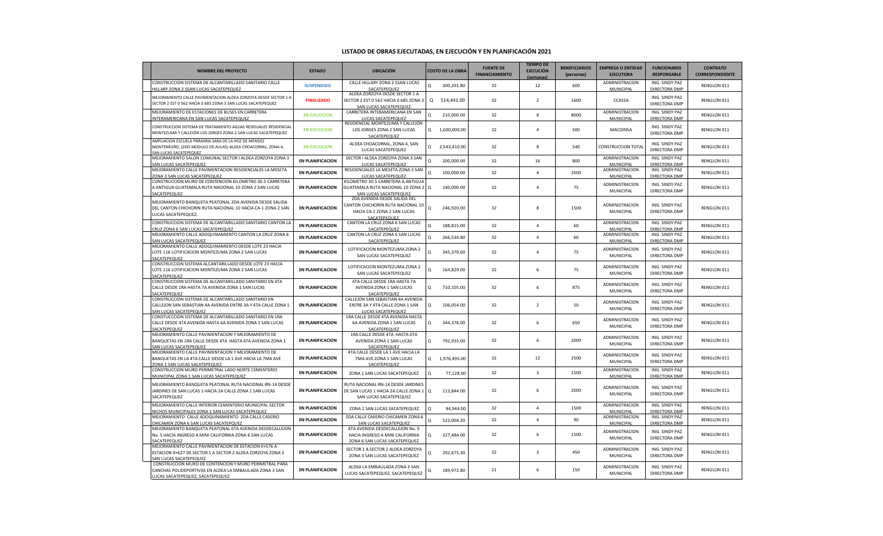# LISTADO DE OBRAS EJECUTADAS, EN EJECUCIÓN Y EN PLANIFICACIÓN 2021

| NOMBRE DEL PROYECTO | ESTADO | UBICACIÓN | COSTO DE LA OBRA | FUENTE DE FINANCIAMIENTO | TIEMPO DE EJECUCIÓN (semanas) | BENEFICIARIOS (personas) | EMPRESA O ENTIDAD EJECUTORA | FUNCIONARIO RESPONSABLE | CONTRATO CORRESPONDIENTE |
|---|---|---|---|---|---|---|---|---|---|
| CONSTRUCCION SISTEMA DE ALCANTARILLADO SANITARIO CALLE HILLARY ZONA 2 SSAN LUCAS SACATEPEQUEZ | SUSPENDIDO | CALLE HILLARY ZONA 2 SSAN LUCAS SACATEPEQUEZ | Q 200,291.80 | 32 | 12 | 600 | ADMINISTRACION MUNICIPAL | ING. SINDY PAZ DIRECTORA DMP | RENGLON 011 |
| MEJORAMIENTO CALLE PAVIMENTACION ALDEA ZORZOYA DESDE SECTOR 1 A SECTOR 2 EST 0 562 HACIA 0 685 ZONA 3 SAN LUCAS SACATEPEQUEZ | FINALIZADO | ALDEA ZORZOYA DESDE SECTOR 1 A SECTOR 2 EST 0 562 HACIA 0 685 ZONA 3 SAN LUCAS SACATEPEQUEZ | Q 514,441.00 | 32 | 2 | 1600 | CCASSA | ING. SINDY PAZ DIRECTORA DMP | RENGLON 011 |
| MEJORAMIENTO DE ESTACIONES DE BUSES EN CARRETERA INTERAMERICANA EN SAN LUCAS SACATEPEQUEZ | EN EJECUCION | CARRETERA INTERAMERICANA EN SAN LUCAS SACATEPEQUEZ | Q 210,000.00 | 32 | 8 | 8000 | ADMINISTRACION MUNICIPAL | ING. SINDY PAZ DIRECTORA DMP | RENGLON 011 |
| CONSTRUCCION SISTEMA DE TRATAMIENTO AGUAS RESIDUALES RESIDENCIAL MONTEZUMA Y CALLEJÓN LOS JORGES ZONA 2 SAN LUCAS SACATEPEQUEZ | EN EJECUCION | RESIDENCIAL MONTEZUMA Y CALLEJÓN LOS JORGES ZONA 2 SAN LUCAS SACATEPEQUEZ | Q 1,600,000.00 | 32 | 4 | 500 | MACOINSA | ING. SINDY PAZ DIRECTORA DMP | RENGLON 011 |
| AMPLIACION ESCUELA PRIMARIA SARA DE LA HOZ DE MENDEZ MONTENEGRO, (2DO MODULO DE AULAS) ALDEA CHOACORRAL, ZONA 4, SAN LUCAS SACATEPEQUEZ | EN EJECUCION | ALDEA CHOACORRAL, ZONA 4, SAN LUCAS SACATEPEQUEZ | Q 2,543,410.00 | 32 | 8 | 540 | CONSTRUCCION TOTAL | ING. SINDY PAZ DIRECTORA DMP | RENGLON 011 |
| MEJORAMIENTO SALON COMUNAL SECTOR I ALDEA ZORZOYA ZONA 3 SAN LUCAS SACATEPEQUEZ | EN PLANIFICACION | SECTOR I ALDEA ZORZOYA ZONA 3 SAN LUCAS SACATEPEQUEZ | Q 200,000.00 | 32 | 16 | 800 | ADMINISTRACION MUNICIPAL | ING. SINDY PAZ DIRECTORA DMP | RENGLON 011 |
| MEJORAMIENTO CALLE PAVIMENTACION RESIDENCIALES LA MESETA ZONA 3 SAN LUCAS SACATEPEQUEZ | EN PLANIFICACION | RESIDENCIALES LA MESETA ZONA 3 SAN LUCAS SACATEPEQUEZ | Q 100,000.00 | 32 | 4 | 3500 | ADMINISTRACION MUNICIPAL | ING. SINDY PAZ DIRECTORA DMP | RENGLON 011 |
| CONSTRUCCION MURO DE CONTENCION KILOMETRO 30.5 CARRETERA A ANTIGUA GUATEMALA RUTA NACIONAL 10 ZONA 2 SAN LUCAS SACATEPEQUEZ | EN PLANIFICACION | KILOMETRO 30.5 CARRETERA A ANTIGUA GUATEMALA RUTA NACIONAL 10 ZONA 2 SAN LUCAS SACATEPEQUEZ | Q 140,000.00 | 32 | 4 | 75 | ADMINISTRACION MUNICIPAL | ING. SINDY PAZ DIRECTORA DMP | RENGLON 011 |
| MEJORAMIENTO BANQUETA PEATONAL 2DA AVENIDA DESDE SALIDA DEL CANTON CHICHORIN RUTA NACIONAL 10 HACIA CA-1 ZONA 2 SAN LUCAS SACATEPEQUEZ. | EN PLANIFICACION | 2DA AVENIDA DESDE SALIDA DEL CANTON CHICHORIN RUTA NACIONAL 10 HACIA CA-1 ZONA 2 SAN LUCAS SACATEPEQUEZ | Q 246,920.00 | 32 | 8 | 1500 | ADMINISTRACION MUNICIPAL | ING. SINDY PAZ DIRECTORA DMP | RENGLON 011 |
| CONSTRUCCION SISTEMA DE ALCANTARILLADO SANITARIO CANTON LA CRUZ ZONA 6 SAN LUCAS SACATEPEQUEZ | EN PLANIFICACION | CANTON LA CRUZ ZONA 6 SAN LUCAS SACATEPEQUEZ | Q 188,815.00 | 32 | 4 | 60 | ADMINISTRACION MUNICIPAL | ING. SINDY PAZ DIRECTORA DMP | RENGLON 011 |
| MEJORAMIENTO CALLE ADOQUINAMIENTO CANTON LA CRUZ ZONA 6 SAN LUCAS SACATEPEQUEZ | EN PLANIFICACION | CANTON LA CRUZ ZONA 6 SAN LUCAS SACATEPEQUEZ | Q 266,534.80 | 32 | 4 | 60 | ADMINISTRACION MUNICIPAL | ING. SINDY PAZ DIRECTORA DMP | RENGLON 011 |
| MEJORAMIENTO CALLE ADOQUINAMIENTO DESDE LOTE 23 HACIA LOTE 116 LOTIFICACION MONTEZUMA ZONA 2 SAN LUCAS SACATEPEQUEZ | EN PLANIFICACION | LOTIFICACION MONTEZUMA ZONA 2 SAN LUCAS SACATEPEQUEZ | Q 345,370.60 | 32 | 4 | 75 | ADMINISTRACION MUNICIPAL | ING. SINDY PAZ DIRECTORA DMP | RENGLON 011 |
| CONSTRUCCION SISTEMA ALCANTARILLADO DESDE LOTE 23 HACIA LOTE 116 LOTIFICACION MONTEZUMA ZONA 2 SAN LUCAS SACATEPEQUEZ | EN PLANIFICACION | LOTIFICACION MONTEZUMA ZONA 2 SAN LUCAS SACATEPEQUEZ | Q 164,829.00 | 32 | 6 | 75 | ADMINISTRACION MUNICIPAL | ING. SINDY PAZ DIRECTORA DMP | RENGLON 011 |
| CONSTRUCCION SISTEMA DE ALCANTARILLADO SANITARIO EN 4TA CALLE DESDE 1RA HASTA 7A AVENIDA ZONA 1 SAN LUCAS SACATEPEQUEZ | EN PLANIFICACION | 4TA CALLE DESDE 1RA HASTA 7A AVENIDA ZONA 1 SAN LUCAS SACATEPEQUEZ | Q 710,105.00 | 32 | 6 | 875 | ADMINISTRACION MUNICIPAL | ING. SINDY PAZ DIRECTORA DMP | RENGLON 011 |
| CONSTRUCCION SISTEMA DE ALCANTARILLADO SANITARIO EN CALLEJON SAN SEBASTIAN 4A AVENIDA ENTRE 3A Y 4TA CALLE ZONA 1 SAN LUCAS SACATEPEQUEZ | EN PLANIFICACION | CALLEJON SAN SEBASTIAN 4A AVENIDA ENTRE 3A Y 4TA CALLE ZONA 1 SAN LUCAS SACATEPEQUEZ | Q 106,054.00 | 32 | 2 | 50 | ADMINISTRACION MUNICIPAL | ING. SINDY PAZ DIRECTORA DMP | RENGLON 011 |
| CONSTUCCCION SISTEMA DE ALCANTARILLADO SANITARIO EN 1RA CALLE DESDE 4TA AVENIDA HASTA 6A AVENIDA ZONA 1 SAN LUCAS SACATEPEQUEZ | EN PLANIFICACION | 1RA CALLE DESDE 4TA AVENIDA HASTA 6A AVENIDA ZONA 1 SAN LUCAS SACATEPEQUEZ | Q 344,376.00 | 32 | 6 | 650 | ADMINISTRACION MUNICIPAL | ING. SINDY PAZ DIRECTORA DMP | RENGLON 011 |
| MEJORAMIENTO CALLE PAVIMENTACION Y MEJORAMIENTO DE BANQUETAS EN 1RA CALLE DESDE 4TA HASTA 6TA AVENIDA ZONA 1 SAN LUCAS SACATEPEQUEZ | EN PLANIFICACION | 1RA CALLE DESDE 4TA HASTA 6TA AVENIDA ZONA 1 SAN LUCAS SACATEPEQUEZ | Q 792,935.00 | 32 | 6 | 2000 | ADMINISTRACION MUNICIPAL | ING. SINDY PAZ DIRECTORA DMP | RENGLON 011 |
| MEJORAMIENTO CALLE PAVIMENTACION Y MEJORAMIENTO DE BANQUETAS EN LA 4TA CALLE DESDE LA 1 AVE HACIA LA 7MA AVE ZONA 1 SAN LUCAS SACATEPEQUEZ | EN PLANIFICACION | 4TA CALLE DESDE LA 1 AVE HACIA LA 7MA AVE ZONA 1 SAN LUCAS SACATEPEQUEZ | Q 1,976,495.00 | 32 | 12 | 2500 | ADMINISTRACION MUNICIPAL | ING. SINDY PAZ DIRECTORA DMP | RENGLON 011 |
| CONSTRUCCION MURO PERIMETRAL LADO NORTE CEMENTERIO MUNICIPAL ZONA 1 SAN LUCAS SACATEPEQUEZ | EN PLANIFICACION | ZONA 1 SAN LUCAS SACATEPEQUEZ | Q 77,128.00 | 32 | 3 | 1500 | ADMINISTRACION MUNICIPAL | ING. SINDY PAZ DIRECTORA DMP | RENGLON 011 |
| MEJORAMIENTO BANQUETA PEATONAL RUTA NACIONAL RN-14 DESDE JARDINES DE SAN LUCAS 1 HACIA 2A CALLE ZONA 1 SAN LUCAS SACATEPEQUEZ | EN PLANIFICACION | RUTA NACIONAL RN-14 DESDE JARDINES DE SAN LUCAS 1 HACIA 2A CALLE ZONA 1 SAN LUCAS SACATEPEQUEZ | Q 213,844.00 | 32 | 6 | 2000 | ADMINISTRACION MUNICIPAL | ING. SINDY PAZ DIRECTORA DMP | RENGLON 011 |
| MEJORAMIENTO CALLE INTERIOR CEMENTERIO MUNICIPAL SECTOR NICHOS MUNICIPALES ZONA 1 SAN LUCAS SACATEPEQUEZ | EN PLANIFICACION | ZONA 1 SAN LUCAS SACATEPEQUEZ | Q 94,944.00 | 32 | 4 | 1500 | ADMINISTRACION MUNICIPAL | ING. SINDY PAZ DIRECTORA DMP | RENGLON 011 |
| MEJORAMIENTO CALLE ADOQUINAMIENTO 2DA CALLE CASERIO CHICAMEN ZONA 6 SAN LUCAS SACATEPEQUEZ | EN PLANIFICACION | 2DA CALLE CASERIO CHICAMEN ZONA 6 SAN LUCAS SACATEPEQUEZ | Q 522,004.20 | 32 | 4 | 90 | ADMINISTRACION MUNICIPAL | ING. SINDY PAZ DIRECTORA DMP | RENGLON 011 |
| MEJORAMIENTO BANQUETA PEATONAL 6TA AVENIDA DESDECALLEJON No. 5 HACIA INGRESO A MINI CALIFORNIA ZONA 6 SAN LUCAS SACATEPEQUEZ | EN PLANIFICACION | 6TA AVENIDA DESDECALLEJON No. 5 HACIA INGRESO A MINI CALIFORNIA ZONA 6 SAN LUCAS SACATEPEQUEZ | Q 327,484.00 | 32 | 6 | 1500 | ADMINISTRACION MUNICIPAL | ING. SINDY PAZ DIRECTORA DMP | RENGLON 011 |
| MEJORAMIENTO CALLE PAVIMENTACION DE ESTACION 0+576 A ESTACION 0+627 DE SECTOR 1 A SECTOR 2 ALDEA ZORZOYA ZONA 3 SAN LUCAS SACATEPEQUEZ | EN PLANIFICACION | SECTOR 1 A SECTOR 2 ALDEA ZORZOYA ZONA 3 SAN LUCAS SACATEPEQUEZ | Q 292,675.30 | 32 | 3 | 450 | ADMINISTRACION MUNICIPAL | ING. SINDY PAZ DIRECTORA DMP | RENGLON 011 |
| CONSTRUCCION MURO DE CONTENCION Y MURO PERIMETRAL PARA CANCHAS POLIDEPORTIVAS EN ALDEA LA EMBAULADA ZONA 3 SAN LUCAS SACATEPEQUEZ, SACATEPEQUEZ | EN PLANIFICACION | ALDEA LA EMBAULADA ZONA 3 SAN LUCAS SACATEPEQUEZ, SACATEPEQUEZ | Q 189,972.80 | 21 | 6 | 150 | ADMINISTRACION MUNICIPAL | ING. SINDY PAZ DIRECTORA DMP | RENGLON 011 |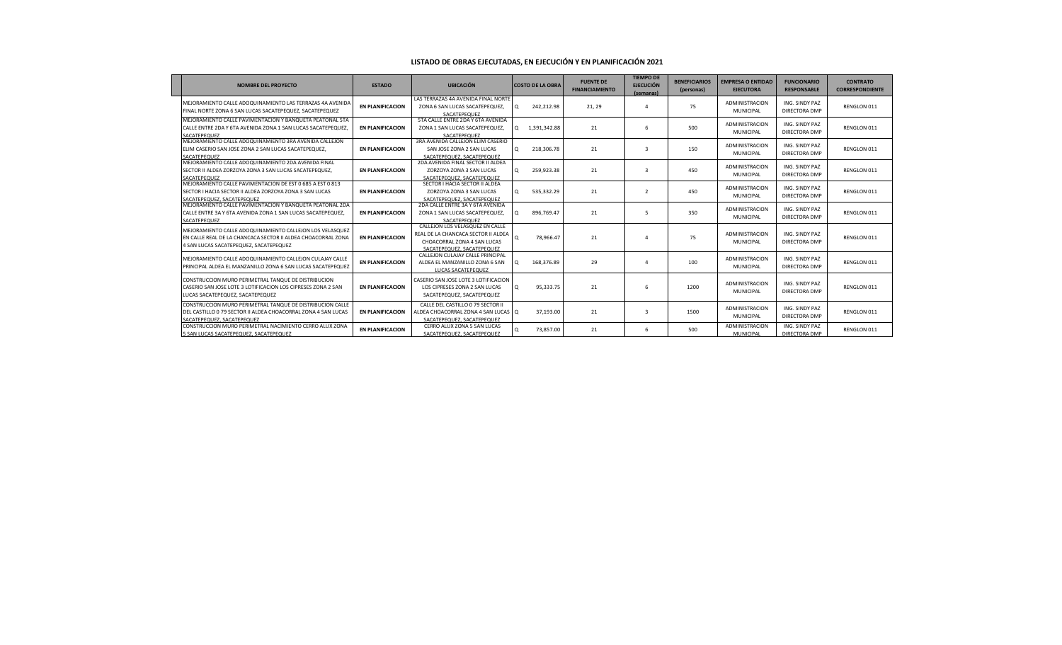# LISTADO DE OBRAS EJECUTADAS, EN EJECUCIÓN Y EN PLANIFICACIÓN 2021

| NOMBRE DEL PROYECTO | ESTADO | UBICACIÓN | COSTO DE LA OBRA | FUENTE DE FINANCIAMIENTO | TIEMPO DE EJECUCIÓN (semanas) | BENEFICIARIOS (personas) | EMPRESA O ENTIDAD EJECUTORA | FUNCIONARIO RESPONSABLE | CONTRATO CORRESPONDIENTE |
|---|---|---|---|---|---|---|---|---|---|
| MEJORAMIENTO CALLE ADOQUINAMIENTO LAS TERRAZAS 4A AVENIDA FINAL NORTE ZONA 6 SAN LUCAS SACATEPEQUEZ, SACATEPEQUEZ | EN PLANIFICACION | LAS TERRAZAS 4A AVENIDA FINAL NORTE ZONA 6 SAN LUCAS SACATEPEQUEZ, SACATEPEQUEZ | Q 242,212.98 | 21, 29 | 4 | 75 | ADMINISTRACION MUNICIPAL | ING. SINDY PAZ DIRECTORA DMP | RENGLON 011 |
| MEJORAMIENTO CALLE PAVIMENTACION Y BANQUETA PEATONAL 5TA CALLE ENTRE 2DA Y 6TA AVENIDA ZONA 1 SAN LUCAS SACATEPEQUEZ, SACATEPEQUEZ | EN PLANIFICACION | 5TA CALLE ENTRE 2DA Y 6TA AVENIDA ZONA 1 SAN LUCAS SACATEPEQUEZ, SACATEPEQUEZ | Q 1,391,342.88 | 21 | 6 | 500 | ADMINISTRACION MUNICIPAL | ING. SINDY PAZ DIRECTORA DMP | RENGLON 011 |
| MEJORAMIENTO CALLE ADOQUINAMIENTO 3RA AVENIDA CALLEJON ELIM CASERIO SAN JOSE ZONA 2 SAN LUCAS SACATEPEQUEZ, SACATEPEQUEZ | EN PLANIFICACION | 3RA AVENIDA CALLEJON ELIM CASERIO SAN JOSE ZONA 2 SAN LUCAS SACATEPEQUEZ, SACATEPEQUEZ | Q 218,306.78 | 21 | 3 | 150 | ADMINISTRACION MUNICIPAL | ING. SINDY PAZ DIRECTORA DMP | RENGLON 011 |
| MEJORAMIENTO CALLE ADOQUINAMIENTO 2DA AVENIDA FINAL SECTOR II ALDEA ZORZOYA ZONA 3 SAN LUCAS SACATEPEQUEZ, SACATEPEQUEZ | EN PLANIFICACION | 2DA AVENIDA FINAL SECTOR II ALDEA ZORZOYA ZONA 3 SAN LUCAS SACATEPEQUEZ, SACATEPEQUEZ | Q 259,923.38 | 21 | 3 | 450 | ADMINISTRACION MUNICIPAL | ING. SINDY PAZ DIRECTORA DMP | RENGLON 011 |
| MEJORAMIENTO CALLE PAVIMENTACION DE EST 0 685 A EST 0 813 SECTOR I HACIA SECTOR II ALDEA ZORZOYA ZONA 3 SAN LUCAS SACATEPEQUEZ, SACATEPEQUEZ | EN PLANIFICACION | SECTOR I HACIA SECTOR II ALDEA ZORZOYA ZONA 3 SAN LUCAS SACATEPEQUEZ, SACATEPEQUEZ | Q 535,332.29 | 21 | 2 | 450 | ADMINISTRACION MUNICIPAL | ING. SINDY PAZ DIRECTORA DMP | RENGLON 011 |
| MEJORAMIENTO CALLE PAVIMENTACION Y BANQUETA PEATONAL 2DA CALLE ENTRE 3A Y 6TA AVENIDA ZONA 1 SAN LUCAS SACATEPEQUEZ, SACATEPEQUEZ | EN PLANIFICACION | 2DA CALLE ENTRE 3A Y 6TA AVENIDA ZONA 1 SAN LUCAS SACATEPEQUEZ, SACATEPEQUEZ | Q 896,769.47 | 21 | 5 | 350 | ADMINISTRACION MUNICIPAL | ING. SINDY PAZ DIRECTORA DMP | RENGLON 011 |
| MEJORAMIENTO CALLE ADOQUINAMIENTO CALLEJON LOS VELASQUEZ EN CALLE REAL DE LA CHANCACA SECTOR II ALDEA CHOACORRAL ZONA 4 SAN LUCAS SACATEPEQUEZ, SACATEPEQUEZ | EN PLANIFICACION | CALLEJON LOS VELASQUEZ EN CALLE REAL DE LA CHANCACA SECTOR II ALDEA CHOACORRAL ZONA 4 SAN LUCAS SACATEPEQUEZ, SACATEPEQUEZ | Q 78,966.47 | 21 | 4 | 75 | ADMINISTRACION MUNICIPAL | ING. SINDY PAZ DIRECTORA DMP | RENGLON 011 |
| MEJORAMIENTO CALLE ADOQUINAMIENTO CALLEJON CULAJAY CALLE PRINCIPAL ALDEA EL MANZANILLO ZONA 6 SAN LUCAS SACATEPEQUEZ | EN PLANIFICACION | CALLEJON CULAJAY CALLE PRINCIPAL ALDEA EL MANZANILLO ZONA 6 SAN LUCAS SACATEPEQUEZ | Q 168,376.89 | 29 | 4 | 100 | ADMINISTRACION MUNICIPAL | ING. SINDY PAZ DIRECTORA DMP | RENGLON 011 |
| CONSTRUCCION MURO PERIMETRAL TANQUE DE DISTRIBUCION CASERIO SAN JOSE LOTE 3 LOTIFICACION LOS CIPRESES ZONA 2 SAN LUCAS SACATEPEQUEZ, SACATEPEQUEZ | EN PLANIFICACION | CASERIO SAN JOSE LOTE 3 LOTIFICACION LOS CIPRESES ZONA 2 SAN LUCAS SACATEPEQUEZ, SACATEPEQUEZ | Q 95,333.75 | 21 | 6 | 1200 | ADMINISTRACION MUNICIPAL | ING. SINDY PAZ DIRECTORA DMP | RENGLON 011 |
| CONSTRUCCION MURO PERIMETRAL TANQUE DE DISTRIBUCION CALLE DEL CASTILLO 0 79 SECTOR II ALDEA CHOACORRAL ZONA 4 SAN LUCAS SACATEPEQUEZ, SACATEPEQUEZ | EN PLANIFICACION | CALLE DEL CASTILLO 0 79 SECTOR II ALDEA CHOACORRAL ZONA 4 SAN LUCAS SACATEPEQUEZ, SACATEPEQUEZ | Q 37,193.00 | 21 | 3 | 1500 | ADMINISTRACION MUNICIPAL | ING. SINDY PAZ DIRECTORA DMP | RENGLON 011 |
| CONSTRUCCION MURO PERIMETRAL NACIMIENTO CERRO ALUX ZONA 5 SAN LUCAS SACATEPEQUEZ, SACATEPEQUEZ | EN PLANIFICACION | CERRO ALUX ZONA 5 SAN LUCAS SACATEPEQUEZ, SACATEPEQUEZ | Q 73,857.00 | 21 | 6 | 500 | ADMINISTRACION MUNICIPAL | ING. SINDY PAZ DIRECTORA DMP | RENGLON 011 |